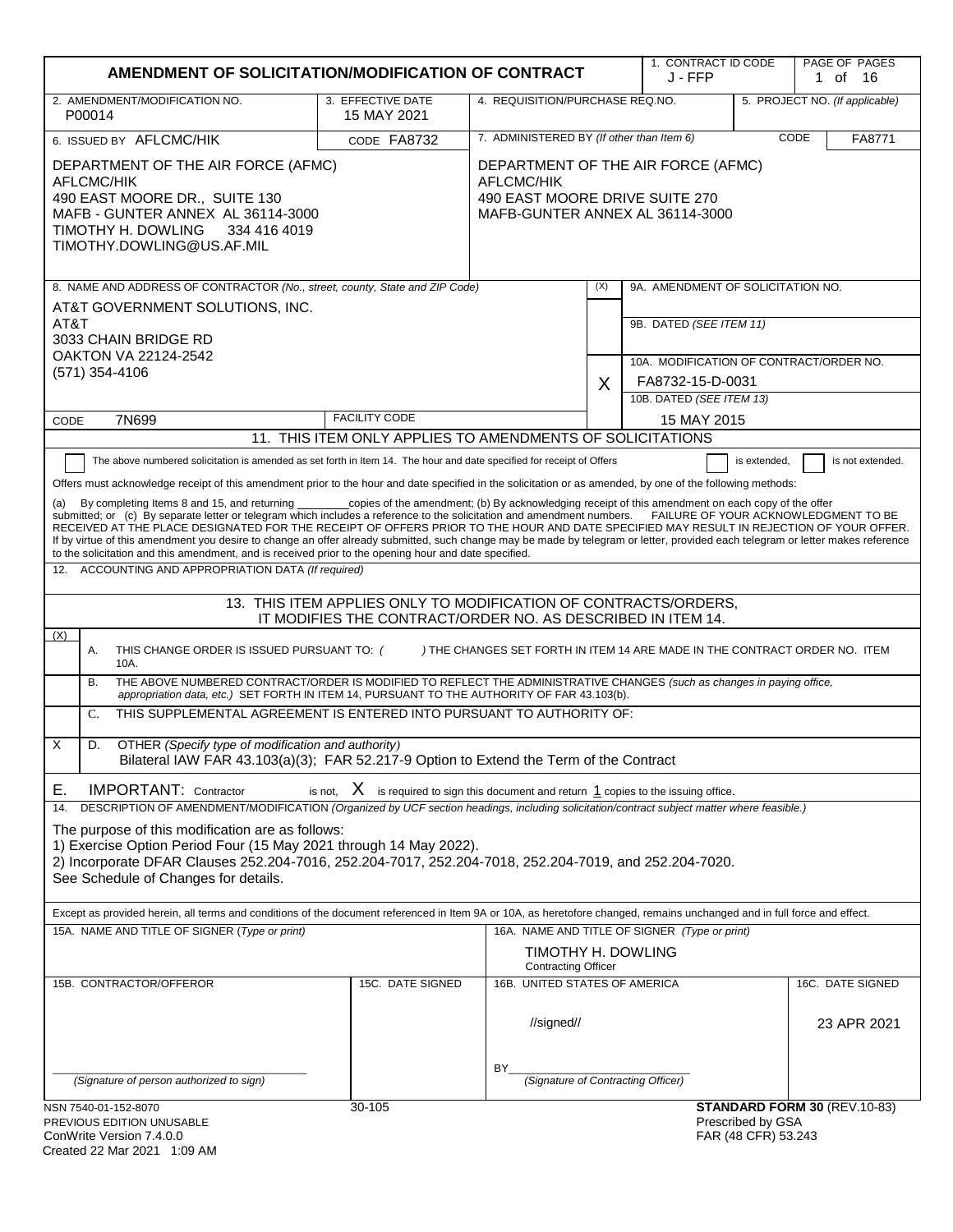# AMENDMENT OF SOLICITATION/MODIFICATION OF CONTRACT

| 1. CONTRACT ID CODE | PAGE OF PAGES |
|---|---|
| J - FFP | 1 of 16 |

| 2. AMENDMENT/MODIFICATION NO. | 3. EFFECTIVE DATE | 4. REQUISITION/PURCHASE REQ.NO. | 5. PROJECT NO. (If applicable) |
|---|---|---|---|
| P00014 | 15 MAY 2021 | | |

**6. ISSUED BY** AFLCMC/HIK CODE FA8732

DEPARTMENT OF THE AIR FORCE (AFMC)
AFLCMC/HIK
490 EAST MOORE DR., SUITE 130
MAFB - GUNTER ANNEX AL 36114-3000
TIMOTHY H. DOWLING 334 416 4019
TIMOTHY.DOWLING@US.AF.MIL

**7. ADMINISTERED BY** *(If other than Item 6)* CODE FA8771

DEPARTMENT OF THE AIR FORCE (AFMC)
AFLCMC/HIK
490 EAST MOORE DRIVE SUITE 270
MAFB-GUNTER ANNEX AL 36114-3000

**8. NAME AND ADDRESS OF CONTRACTOR** *(No., street, county, State and ZIP Code)*

AT&T GOVERNMENT SOLUTIONS, INC.
AT&T
3033 CHAIN BRIDGE RD
OAKTON VA 22124-2542
(571) 354-4106

CODE 7N699 FACILITY CODE

| (X) | |
|---|---|
| | 9A. AMENDMENT OF SOLICITATION NO. |
| | 9B. DATED *(SEE ITEM 11)* |
| X | 10A. MODIFICATION OF CONTRACT/ORDER NO. FA8732-15-D-0031 |
| | 10B. DATED *(SEE ITEM 13)* 15 MAY 2015 |

## 11. THIS ITEM ONLY APPLIES TO AMENDMENTS OF SOLICITATIONS

☐ The above numbered solicitation is amended as set forth in Item 14. The hour and date specified for receipt of Offers ☐ is extended, ☐ is not extended.

Offers must acknowledge receipt of this amendment prior to the hour and date specified in the solicitation or as amended, by one of the following methods:

(a) By completing Items 8 and 15, and returning ________copies of the amendment; (b) By acknowledging receipt of this amendment on each copy of the offer submitted; or (c) By separate letter or telegram which includes a reference to the solicitation and amendment numbers. FAILURE OF YOUR ACKNOWLEDGMENT TO BE RECEIVED AT THE PLACE DESIGNATED FOR THE RECEIPT OF OFFERS PRIOR TO THE HOUR AND DATE SPECIFIED MAY RESULT IN REJECTION OF YOUR OFFER. If by virtue of this amendment you desire to change an offer already submitted, such change may be made by telegram or letter, provided each telegram or letter makes reference to the solicitation and this amendment, and is received prior to the opening hour and date specified.

**12. ACCOUNTING AND APPROPRIATION DATA** *(If required)*

## 13. THIS ITEM APPLIES ONLY TO MODIFICATION OF CONTRACTS/ORDERS, IT MODIFIES THE CONTRACT/ORDER NO. AS DESCRIBED IN ITEM 14.

| (X) | | |
|---|---|---|
| | A. | THIS CHANGE ORDER IS ISSUED PURSUANT TO: ( ) THE CHANGES SET FORTH IN ITEM 14 ARE MADE IN THE CONTRACT ORDER NO. ITEM 10A. |
| | B. | THE ABOVE NUMBERED CONTRACT/ORDER IS MODIFIED TO REFLECT THE ADMINISTRATIVE CHANGES *(such as changes in paying office, appropriation data, etc.)* SET FORTH IN ITEM 14, PURSUANT TO THE AUTHORITY OF FAR 43.103(b). |
| | C. | THIS SUPPLEMENTAL AGREEMENT IS ENTERED INTO PURSUANT TO AUTHORITY OF: |
| X | D. | OTHER *(Specify type of modification and authority)* Bilateral IAW FAR 43.103(a)(3); FAR 52.217-9 Option to Extend the Term of the Contract |

**E. IMPORTANT:** Contractor is not, X is required to sign this document and return 1 copies to the issuing office.

**14. DESCRIPTION OF AMENDMENT/MODIFICATION** *(Organized by UCF section headings, including solicitation/contract subject matter where feasible.)*

The purpose of this modification are as follows:
1) Exercise Option Period Four (15 May 2021 through 14 May 2022).
2) Incorporate DFAR Clauses 252.204-7016, 252.204-7017, 252.204-7018, 252.204-7019, and 252.204-7020.
See Schedule of Changes for details.

Except as provided herein, all terms and conditions of the document referenced in Item 9A or 10A, as heretofore changed, remains unchanged and in full force and effect.

| 15A. NAME AND TITLE OF SIGNER (Type or print) | | 16A. NAME AND TITLE OF SIGNER (Type or print) | |
|---|---|---|---|
| | | TIMOTHY H. DOWLING, Contracting Officer | |
| **15B. CONTRACTOR/OFFEROR** | **15C. DATE SIGNED** | **16B. UNITED STATES OF AMERICA** | **16C. DATE SIGNED** |
| _______________ *(Signature of person authorized to sign)* | | //signed// BY_______________ *(Signature of Contracting Officer)* | 23 APR 2021 |

NSN 7540-01-152-8070 30-105 **STANDARD FORM 30** (REV.10-83)
PREVIOUS EDITION UNUSABLE Prescribed by GSA
ConWrite Version 7.4.0.0 FAR (48 CFR) 53.243
Created 22 Mar 2021 1:09 AM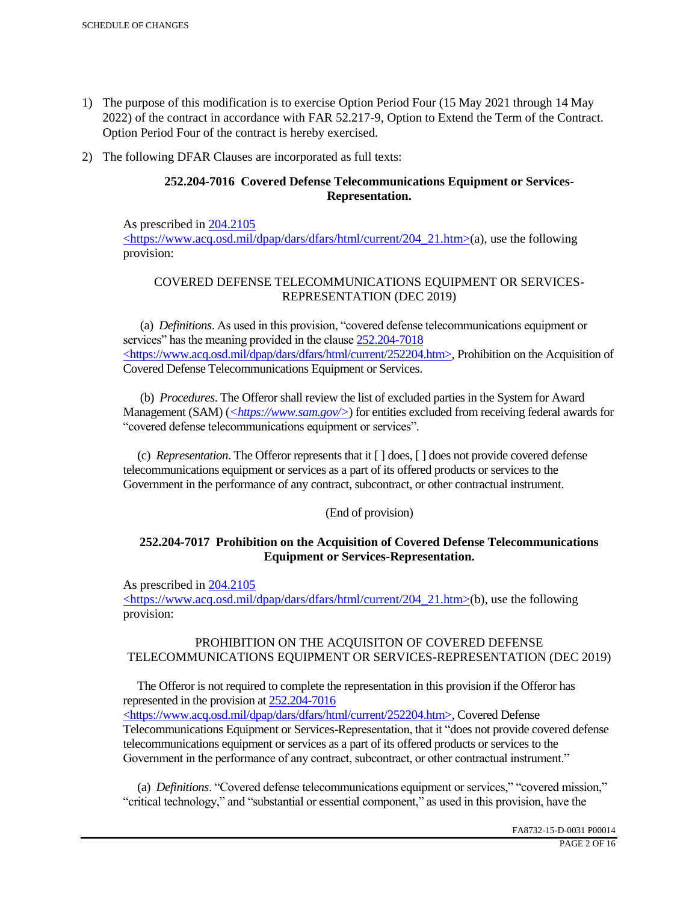1) The purpose of this modification is to exercise Option Period Four (15 May 2021 through 14 May 2022) of the contract in accordance with FAR 52.217-9, Option to Extend the Term of the Contract. Option Period Four of the contract is hereby exercised.

2) The following DFAR Clauses are incorporated as full texts:

**252.204-7016 Covered Defense Telecommunications Equipment or Services-Representation.**

As prescribed in 204.2105 <https://www.acq.osd.mil/dpap/dars/dfars/html/current/204_21.htm>(a), use the following provision:

COVERED DEFENSE TELECOMMUNICATIONS EQUIPMENT OR SERVICES-REPRESENTATION (DEC 2019)

(a) *Definitions*. As used in this provision, "covered defense telecommunications equipment or services" has the meaning provided in the clause 252.204-7018 <https://www.acq.osd.mil/dpap/dars/dfars/html/current/252204.htm>, Prohibition on the Acquisition of Covered Defense Telecommunications Equipment or Services.

(b) *Procedures*. The Offeror shall review the list of excluded parties in the System for Award Management (SAM) (*<https://www.sam.gov/>*) for entities excluded from receiving federal awards for "covered defense telecommunications equipment or services".

(c) *Representation*. The Offeror represents that it [ ] does, [ ] does not provide covered defense telecommunications equipment or services as a part of its offered products or services to the Government in the performance of any contract, subcontract, or other contractual instrument.

(End of provision)

**252.204-7017 Prohibition on the Acquisition of Covered Defense Telecommunications Equipment or Services-Representation.**

As prescribed in 204.2105 <https://www.acq.osd.mil/dpap/dars/dfars/html/current/204_21.htm>(b), use the following provision:

PROHIBITION ON THE ACQUISITON OF COVERED DEFENSE TELECOMMUNICATIONS EQUIPMENT OR SERVICES-REPRESENTATION (DEC 2019)

The Offeror is not required to complete the representation in this provision if the Offeror has represented in the provision at 252.204-7016 <https://www.acq.osd.mil/dpap/dars/dfars/html/current/252204.htm>, Covered Defense Telecommunications Equipment or Services-Representation, that it "does not provide covered defense telecommunications equipment or services as a part of its offered products or services to the Government in the performance of any contract, subcontract, or other contractual instrument."

(a) *Definitions*. "Covered defense telecommunications equipment or services," "covered mission," "critical technology," and "substantial or essential component," as used in this provision, have the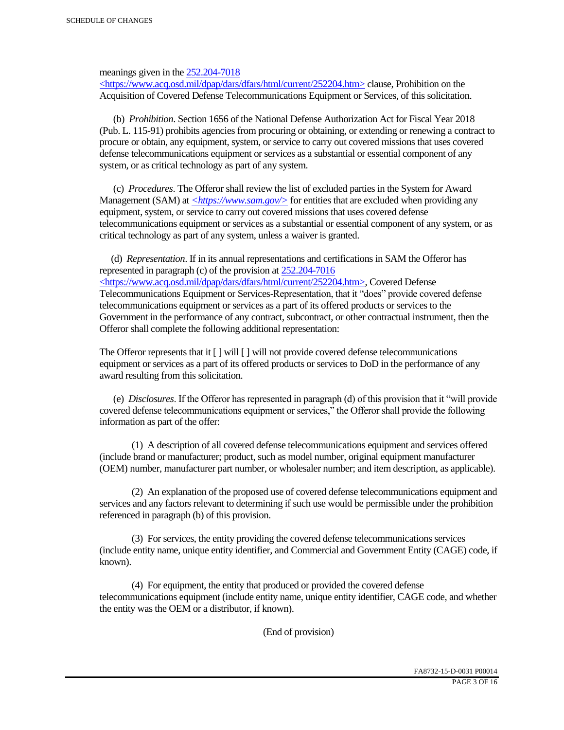meanings given in the 252.204-7018 <https://www.acq.osd.mil/dpap/dars/dfars/html/current/252204.htm> clause, Prohibition on the Acquisition of Covered Defense Telecommunications Equipment or Services, of this solicitation.

(b) *Prohibition*. Section 1656 of the National Defense Authorization Act for Fiscal Year 2018 (Pub. L. 115-91) prohibits agencies from procuring or obtaining, or extending or renewing a contract to procure or obtain, any equipment, system, or service to carry out covered missions that uses covered defense telecommunications equipment or services as a substantial or essential component of any system, or as critical technology as part of any system.

(c) *Procedures*. The Offeror shall review the list of excluded parties in the System for Award Management (SAM) at *<https://www.sam.gov/>* for entities that are excluded when providing any equipment, system, or service to carry out covered missions that uses covered defense telecommunications equipment or services as a substantial or essential component of any system, or as critical technology as part of any system, unless a waiver is granted.

(d) *Representation*. If in its annual representations and certifications in SAM the Offeror has represented in paragraph (c) of the provision at 252.204-7016 <https://www.acq.osd.mil/dpap/dars/dfars/html/current/252204.htm>, Covered Defense Telecommunications Equipment or Services-Representation, that it "does" provide covered defense telecommunications equipment or services as a part of its offered products or services to the Government in the performance of any contract, subcontract, or other contractual instrument, then the Offeror shall complete the following additional representation:

The Offeror represents that it [ ] will [ ] will not provide covered defense telecommunications equipment or services as a part of its offered products or services to DoD in the performance of any award resulting from this solicitation.

(e) *Disclosures*. If the Offeror has represented in paragraph (d) of this provision that it "will provide covered defense telecommunications equipment or services," the Offeror shall provide the following information as part of the offer:

(1) A description of all covered defense telecommunications equipment and services offered (include brand or manufacturer; product, such as model number, original equipment manufacturer (OEM) number, manufacturer part number, or wholesaler number; and item description, as applicable).

(2) An explanation of the proposed use of covered defense telecommunications equipment and services and any factors relevant to determining if such use would be permissible under the prohibition referenced in paragraph (b) of this provision.

(3) For services, the entity providing the covered defense telecommunications services (include entity name, unique entity identifier, and Commercial and Government Entity (CAGE) code, if known).

(4) For equipment, the entity that produced or provided the covered defense telecommunications equipment (include entity name, unique entity identifier, CAGE code, and whether the entity was the OEM or a distributor, if known).

(End of provision)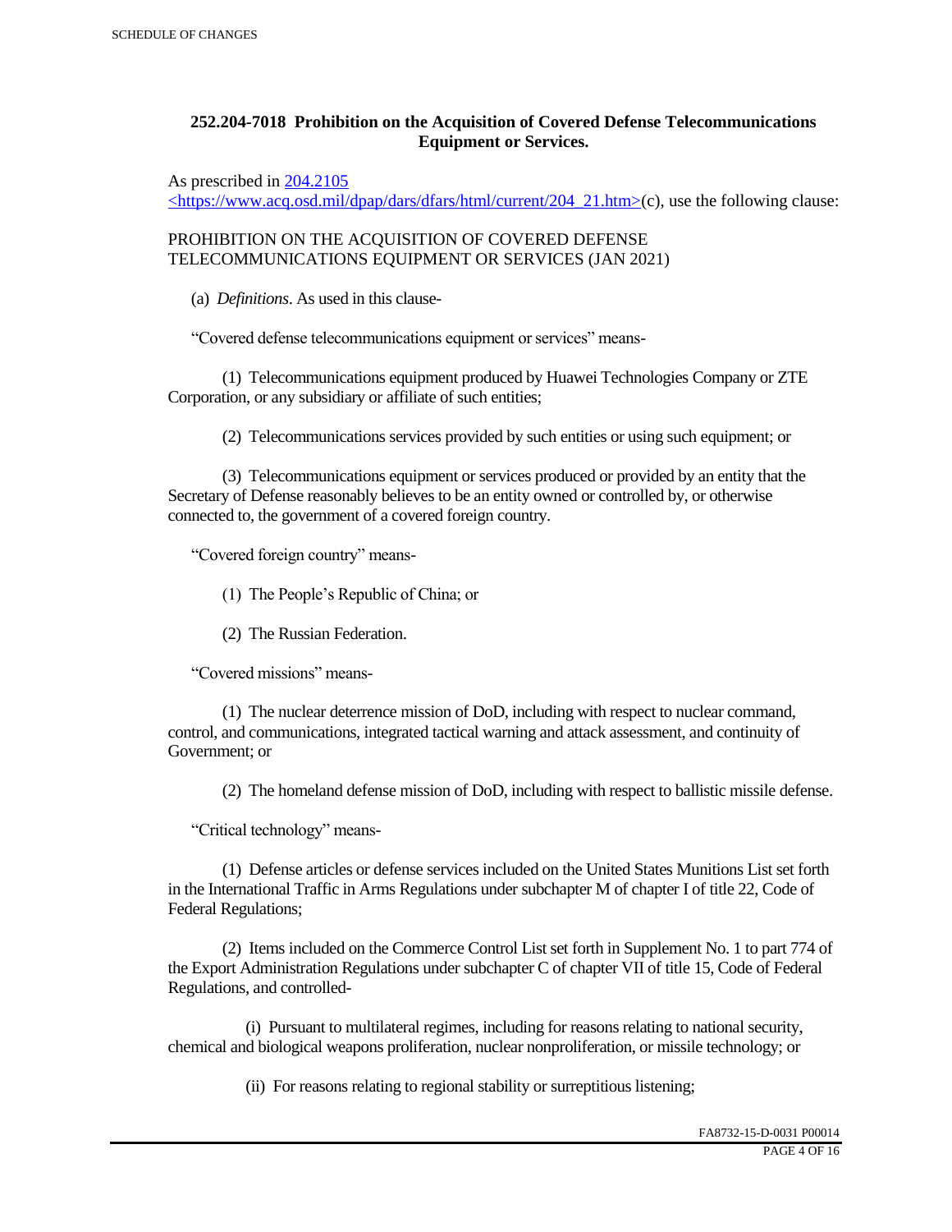## 252.204-7018 Prohibition on the Acquisition of Covered Defense Telecommunications Equipment or Services.

As prescribed in [204.2105](https://www.acq.osd.mil/dpap/dars/dfars/html/current/204_21.htm) <https://www.acq.osd.mil/dpap/dars/dfars/html/current/204_21.htm>(c), use the following clause:

PROHIBITION ON THE ACQUISITION OF COVERED DEFENSE TELECOMMUNICATIONS EQUIPMENT OR SERVICES (JAN 2021)

(a) *Definitions*. As used in this clause-

"Covered defense telecommunications equipment or services" means-

(1) Telecommunications equipment produced by Huawei Technologies Company or ZTE Corporation, or any subsidiary or affiliate of such entities;

(2) Telecommunications services provided by such entities or using such equipment; or

(3) Telecommunications equipment or services produced or provided by an entity that the Secretary of Defense reasonably believes to be an entity owned or controlled by, or otherwise connected to, the government of a covered foreign country.

"Covered foreign country" means-

(1) The People's Republic of China; or

(2) The Russian Federation.

"Covered missions" means-

(1) The nuclear deterrence mission of DoD, including with respect to nuclear command, control, and communications, integrated tactical warning and attack assessment, and continuity of Government; or

(2) The homeland defense mission of DoD, including with respect to ballistic missile defense.

"Critical technology" means-

(1) Defense articles or defense services included on the United States Munitions List set forth in the International Traffic in Arms Regulations under subchapter M of chapter I of title 22, Code of Federal Regulations;

(2) Items included on the Commerce Control List set forth in Supplement No. 1 to part 774 of the Export Administration Regulations under subchapter C of chapter VII of title 15, Code of Federal Regulations, and controlled-

(i) Pursuant to multilateral regimes, including for reasons relating to national security, chemical and biological weapons proliferation, nuclear nonproliferation, or missile technology; or

(ii) For reasons relating to regional stability or surreptitious listening;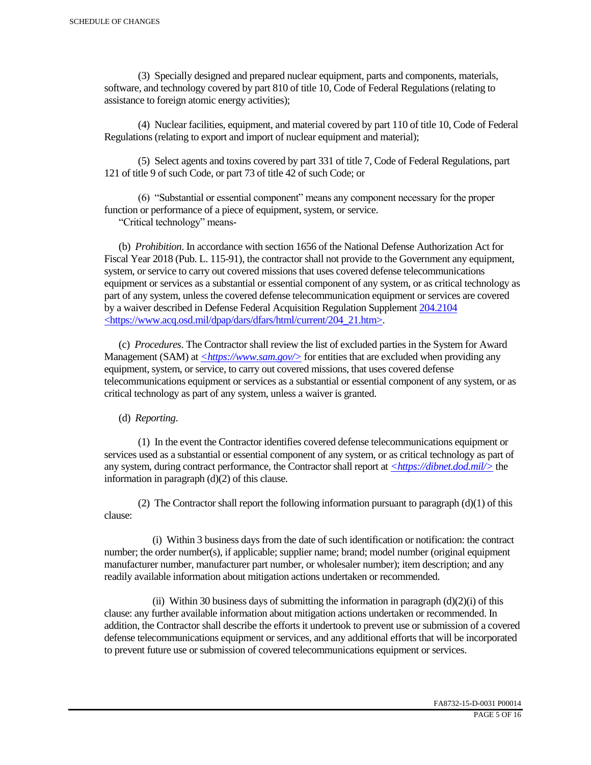(3) Specially designed and prepared nuclear equipment, parts and components, materials, software, and technology covered by part 810 of title 10, Code of Federal Regulations (relating to assistance to foreign atomic energy activities);

(4) Nuclear facilities, equipment, and material covered by part 110 of title 10, Code of Federal Regulations (relating to export and import of nuclear equipment and material);

(5) Select agents and toxins covered by part 331 of title 7, Code of Federal Regulations, part 121 of title 9 of such Code, or part 73 of title 42 of such Code; or

(6) "Substantial or essential component" means any component necessary for the proper function or performance of a piece of equipment, system, or service.

"Critical technology" means-

(b) *Prohibition*. In accordance with section 1656 of the National Defense Authorization Act for Fiscal Year 2018 (Pub. L. 115-91), the contractor shall not provide to the Government any equipment, system, or service to carry out covered missions that uses covered defense telecommunications equipment or services as a substantial or essential component of any system, or as critical technology as part of any system, unless the covered defense telecommunication equipment or services are covered by a waiver described in Defense Federal Acquisition Regulation Supplement 204.2104 <https://www.acq.osd.mil/dpap/dars/dfars/html/current/204_21.htm>.

(c) *Procedures*. The Contractor shall review the list of excluded parties in the System for Award Management (SAM) at *<https://www.sam.gov/>* for entities that are excluded when providing any equipment, system, or service, to carry out covered missions, that uses covered defense telecommunications equipment or services as a substantial or essential component of any system, or as critical technology as part of any system, unless a waiver is granted.

(d) *Reporting*.

(1) In the event the Contractor identifies covered defense telecommunications equipment or services used as a substantial or essential component of any system, or as critical technology as part of any system, during contract performance, the Contractor shall report at *<https://dibnet.dod.mil/>* the information in paragraph (d)(2) of this clause.

(2) The Contractor shall report the following information pursuant to paragraph (d)(1) of this clause:

(i) Within 3 business days from the date of such identification or notification: the contract number; the order number(s), if applicable; supplier name; brand; model number (original equipment manufacturer number, manufacturer part number, or wholesaler number); item description; and any readily available information about mitigation actions undertaken or recommended.

(ii) Within 30 business days of submitting the information in paragraph (d)(2)(i) of this clause: any further available information about mitigation actions undertaken or recommended. In addition, the Contractor shall describe the efforts it undertook to prevent use or submission of a covered defense telecommunications equipment or services, and any additional efforts that will be incorporated to prevent future use or submission of covered telecommunications equipment or services.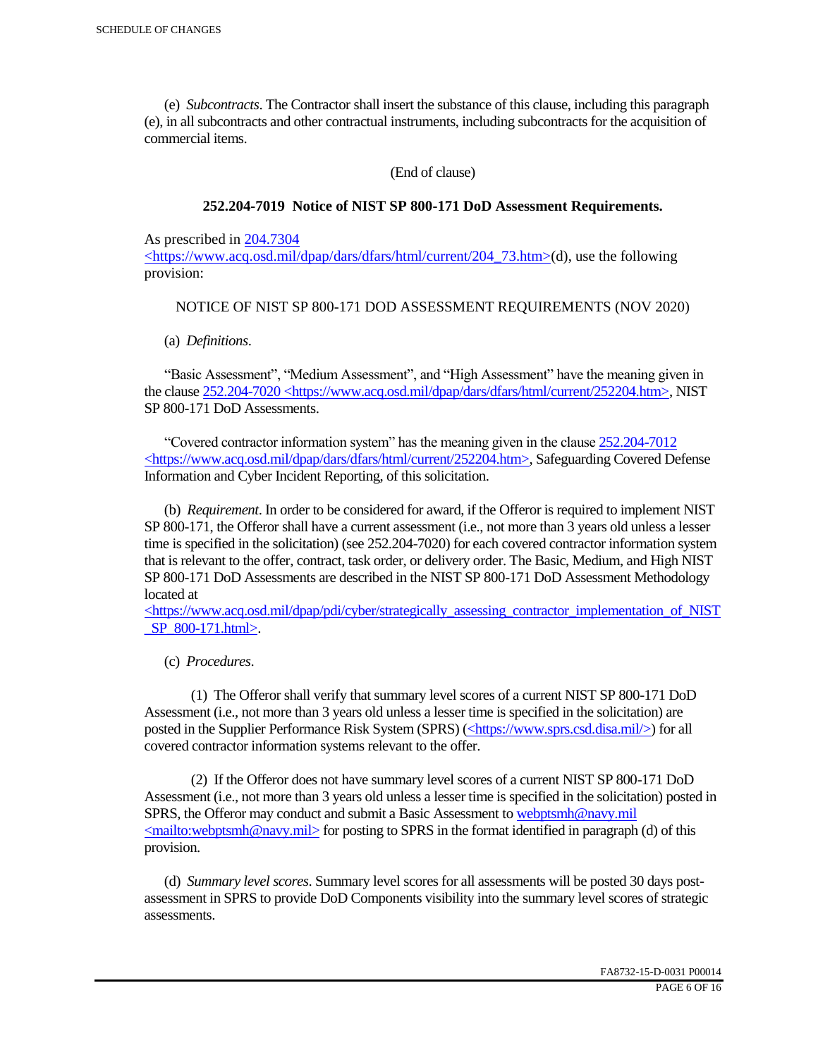(e) *Subcontracts*. The Contractor shall insert the substance of this clause, including this paragraph (e), in all subcontracts and other contractual instruments, including subcontracts for the acquisition of commercial items.

(End of clause)

**252.204-7019 Notice of NIST SP 800-171 DoD Assessment Requirements.**

As prescribed in 204.7304 <https://www.acq.osd.mil/dpap/dars/dfars/html/current/204_73.htm>(d), use the following provision:

NOTICE OF NIST SP 800-171 DOD ASSESSMENT REQUIREMENTS (NOV 2020)

(a) *Definitions*.

"Basic Assessment", "Medium Assessment", and "High Assessment" have the meaning given in the clause 252.204-7020 <https://www.acq.osd.mil/dpap/dars/dfars/html/current/252204.htm>, NIST SP 800-171 DoD Assessments.

"Covered contractor information system" has the meaning given in the clause 252.204-7012 <https://www.acq.osd.mil/dpap/dars/dfars/html/current/252204.htm>, Safeguarding Covered Defense Information and Cyber Incident Reporting, of this solicitation.

(b) *Requirement*. In order to be considered for award, if the Offeror is required to implement NIST SP 800-171, the Offeror shall have a current assessment (i.e., not more than 3 years old unless a lesser time is specified in the solicitation) (see 252.204-7020) for each covered contractor information system that is relevant to the offer, contract, task order, or delivery order. The Basic, Medium, and High NIST SP 800-171 DoD Assessments are described in the NIST SP 800-171 DoD Assessment Methodology located at <https://www.acq.osd.mil/dpap/pdi/cyber/strategically_assessing_contractor_implementation_of_NIST_SP_800-171.html>.

(c) *Procedures*.

(1) The Offeror shall verify that summary level scores of a current NIST SP 800-171 DoD Assessment (i.e., not more than 3 years old unless a lesser time is specified in the solicitation) are posted in the Supplier Performance Risk System (SPRS) (<https://www.sprs.csd.disa.mil/>) for all covered contractor information systems relevant to the offer.

(2) If the Offeror does not have summary level scores of a current NIST SP 800-171 DoD Assessment (i.e., not more than 3 years old unless a lesser time is specified in the solicitation) posted in SPRS, the Offeror may conduct and submit a Basic Assessment to webptsmh@navy.mil <mailto:webptsmh@navy.mil> for posting to SPRS in the format identified in paragraph (d) of this provision.

(d) *Summary level scores*. Summary level scores for all assessments will be posted 30 days post-assessment in SPRS to provide DoD Components visibility into the summary level scores of strategic assessments.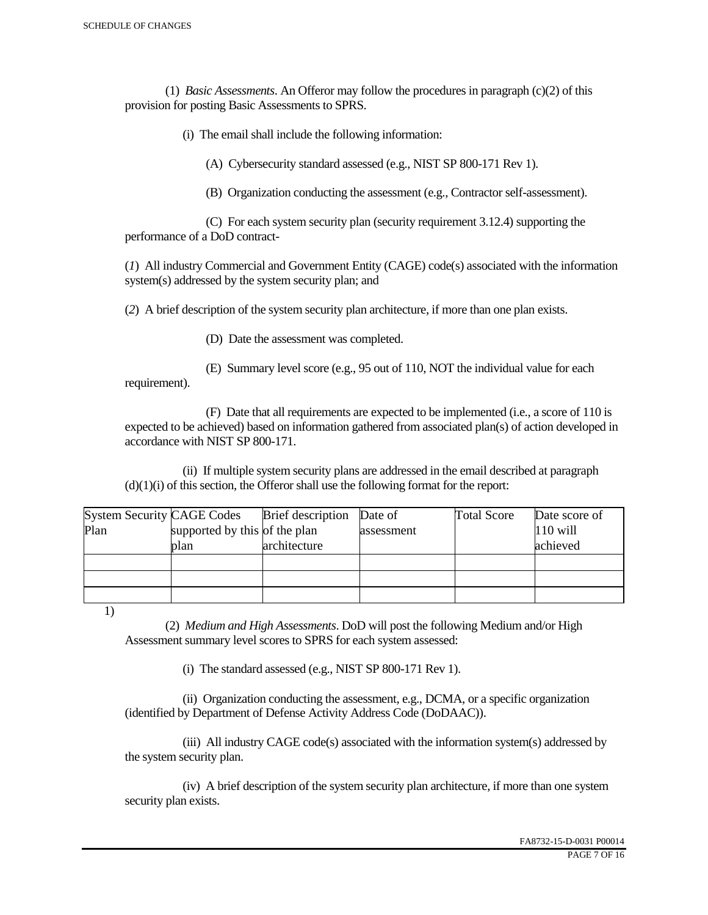(1) *Basic Assessments*. An Offeror may follow the procedures in paragraph (c)(2) of this provision for posting Basic Assessments to SPRS.

(i) The email shall include the following information:

(A) Cybersecurity standard assessed (e.g., NIST SP 800-171 Rev 1).

(B) Organization conducting the assessment (e.g., Contractor self-assessment).

(C) For each system security plan (security requirement 3.12.4) supporting the performance of a DoD contract-

(*1*) All industry Commercial and Government Entity (CAGE) code(s) associated with the information system(s) addressed by the system security plan; and

(*2*) A brief description of the system security plan architecture, if more than one plan exists.

(D) Date the assessment was completed.

(E) Summary level score (e.g., 95 out of 110, NOT the individual value for each requirement).

(F) Date that all requirements are expected to be implemented (i.e., a score of 110 is expected to be achieved) based on information gathered from associated plan(s) of action developed in accordance with NIST SP 800-171.

(ii) If multiple system security plans are addressed in the email described at paragraph (d)(1)(i) of this section, the Offeror shall use the following format for the report:

| System Security Plan | CAGE Codes supported by this plan | Brief description of the plan architecture | Date of assessment | Total Score | Date score of 110 will achieved |
|---|---|---|---|---|---|
| | | | | | |
| | | | | | |
| | | | | | |

1)

(2) *Medium and High Assessments*. DoD will post the following Medium and/or High Assessment summary level scores to SPRS for each system assessed:

(i) The standard assessed (e.g., NIST SP 800-171 Rev 1).

(ii) Organization conducting the assessment, e.g., DCMA, or a specific organization (identified by Department of Defense Activity Address Code (DoDAAC)).

(iii) All industry CAGE code(s) associated with the information system(s) addressed by the system security plan.

(iv) A brief description of the system security plan architecture, if more than one system security plan exists.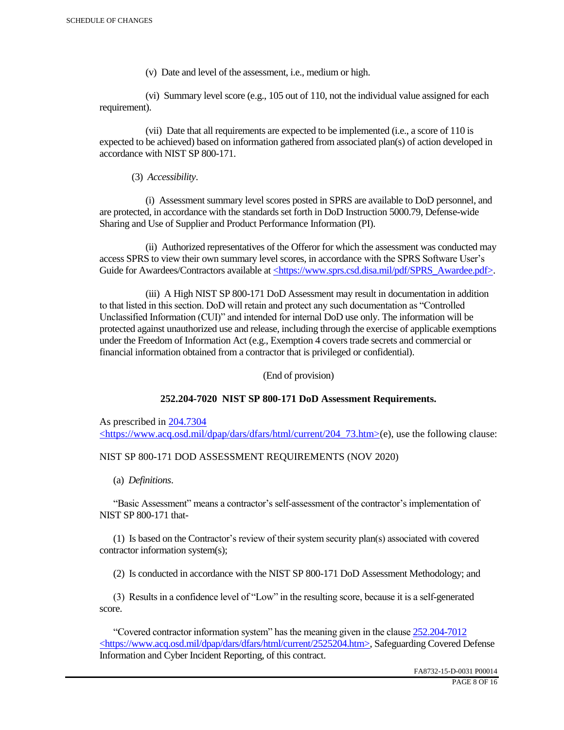(v) Date and level of the assessment, i.e., medium or high.

(vi) Summary level score (e.g., 105 out of 110, not the individual value assigned for each requirement).

(vii) Date that all requirements are expected to be implemented (i.e., a score of 110 is expected to be achieved) based on information gathered from associated plan(s) of action developed in accordance with NIST SP 800-171.

(3) *Accessibility*.

(i) Assessment summary level scores posted in SPRS are available to DoD personnel, and are protected, in accordance with the standards set forth in DoD Instruction 5000.79, Defense-wide Sharing and Use of Supplier and Product Performance Information (PI).

(ii) Authorized representatives of the Offeror for which the assessment was conducted may access SPRS to view their own summary level scores, in accordance with the SPRS Software User's Guide for Awardees/Contractors available at <https://www.sprs.csd.disa.mil/pdf/SPRS_Awardee.pdf>.

(iii) A High NIST SP 800-171 DoD Assessment may result in documentation in addition to that listed in this section. DoD will retain and protect any such documentation as "Controlled Unclassified Information (CUI)" and intended for internal DoD use only. The information will be protected against unauthorized use and release, including through the exercise of applicable exemptions under the Freedom of Information Act (e.g., Exemption 4 covers trade secrets and commercial or financial information obtained from a contractor that is privileged or confidential).

(End of provision)

**252.204-7020 NIST SP 800-171 DoD Assessment Requirements.**

As prescribed in 204.7304 <https://www.acq.osd.mil/dpap/dars/dfars/html/current/204_73.htm>(e), use the following clause:

NIST SP 800-171 DOD ASSESSMENT REQUIREMENTS (NOV 2020)

(a) *Definitions*.

"Basic Assessment" means a contractor's self-assessment of the contractor's implementation of NIST SP 800-171 that-

(1) Is based on the Contractor's review of their system security plan(s) associated with covered contractor information system(s);

(2) Is conducted in accordance with the NIST SP 800-171 DoD Assessment Methodology; and

(3) Results in a confidence level of "Low" in the resulting score, because it is a self-generated score.

"Covered contractor information system" has the meaning given in the clause 252.204-7012 <https://www.acq.osd.mil/dpap/dars/dfars/html/current/2525204.htm>, Safeguarding Covered Defense Information and Cyber Incident Reporting, of this contract.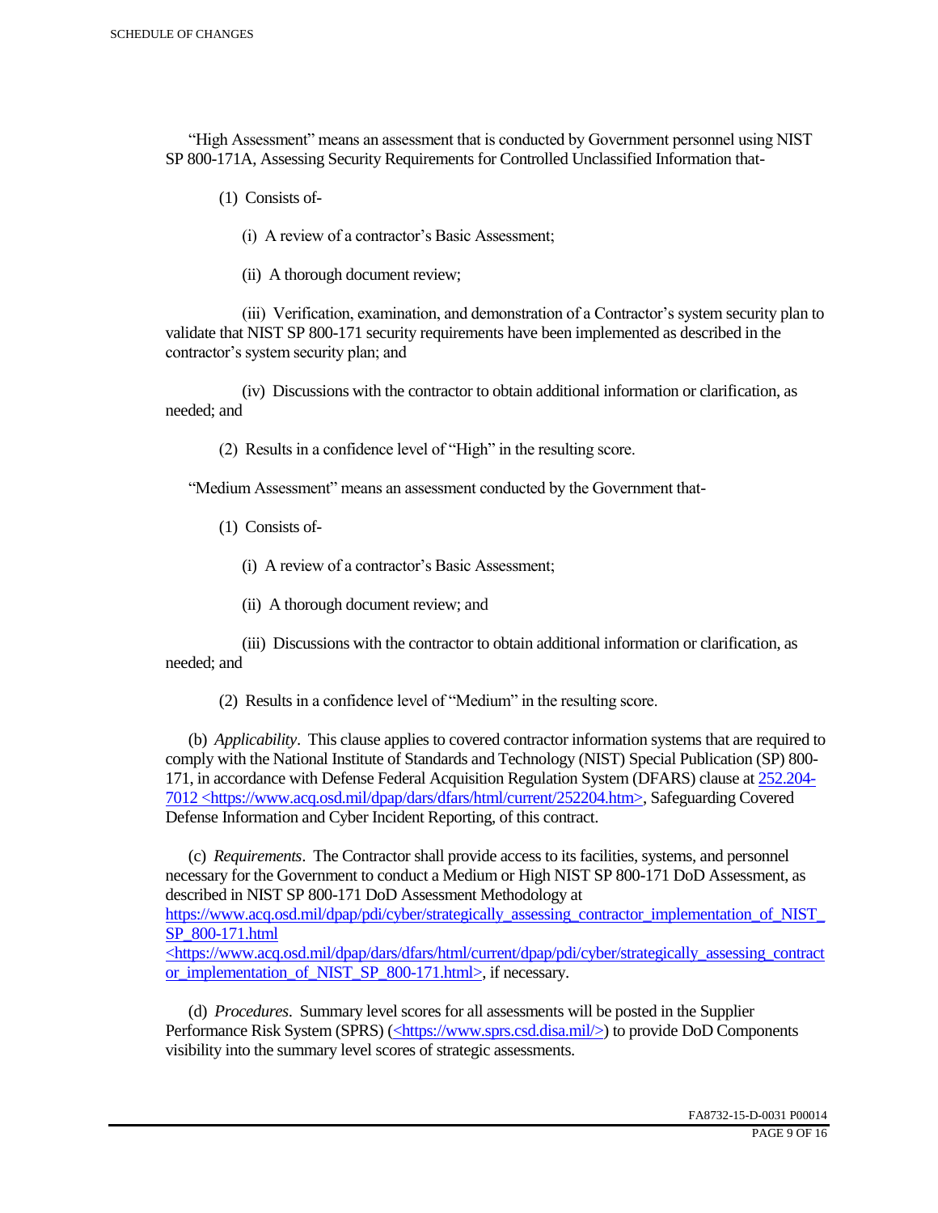"High Assessment" means an assessment that is conducted by Government personnel using NIST SP 800-171A, Assessing Security Requirements for Controlled Unclassified Information that-

(1) Consists of-

(i) A review of a contractor's Basic Assessment;

(ii) A thorough document review;

(iii) Verification, examination, and demonstration of a Contractor's system security plan to validate that NIST SP 800-171 security requirements have been implemented as described in the contractor's system security plan; and

(iv) Discussions with the contractor to obtain additional information or clarification, as needed; and

(2) Results in a confidence level of "High" in the resulting score.

"Medium Assessment" means an assessment conducted by the Government that-

(1) Consists of-

(i) A review of a contractor's Basic Assessment;

(ii) A thorough document review; and

(iii) Discussions with the contractor to obtain additional information or clarification, as needed; and

(2) Results in a confidence level of "Medium" in the resulting score.

(b) *Applicability*. This clause applies to covered contractor information systems that are required to comply with the National Institute of Standards and Technology (NIST) Special Publication (SP) 800-171, in accordance with Defense Federal Acquisition Regulation System (DFARS) clause at 252.204-7012 <https://www.acq.osd.mil/dpap/dars/dfars/html/current/252204.htm>, Safeguarding Covered Defense Information and Cyber Incident Reporting, of this contract.

(c) *Requirements*. The Contractor shall provide access to its facilities, systems, and personnel necessary for the Government to conduct a Medium or High NIST SP 800-171 DoD Assessment, as described in NIST SP 800-171 DoD Assessment Methodology at https://www.acq.osd.mil/dpap/pdi/cyber/strategically_assessing_contractor_implementation_of_NIST_SP_800-171.html <https://www.acq.osd.mil/dpap/dars/dfars/html/current/dpap/pdi/cyber/strategically_assessing_contractor_implementation_of_NIST_SP_800-171.html>, if necessary.

(d) *Procedures*. Summary level scores for all assessments will be posted in the Supplier Performance Risk System (SPRS) (<https://www.sprs.csd.disa.mil/>) to provide DoD Components visibility into the summary level scores of strategic assessments.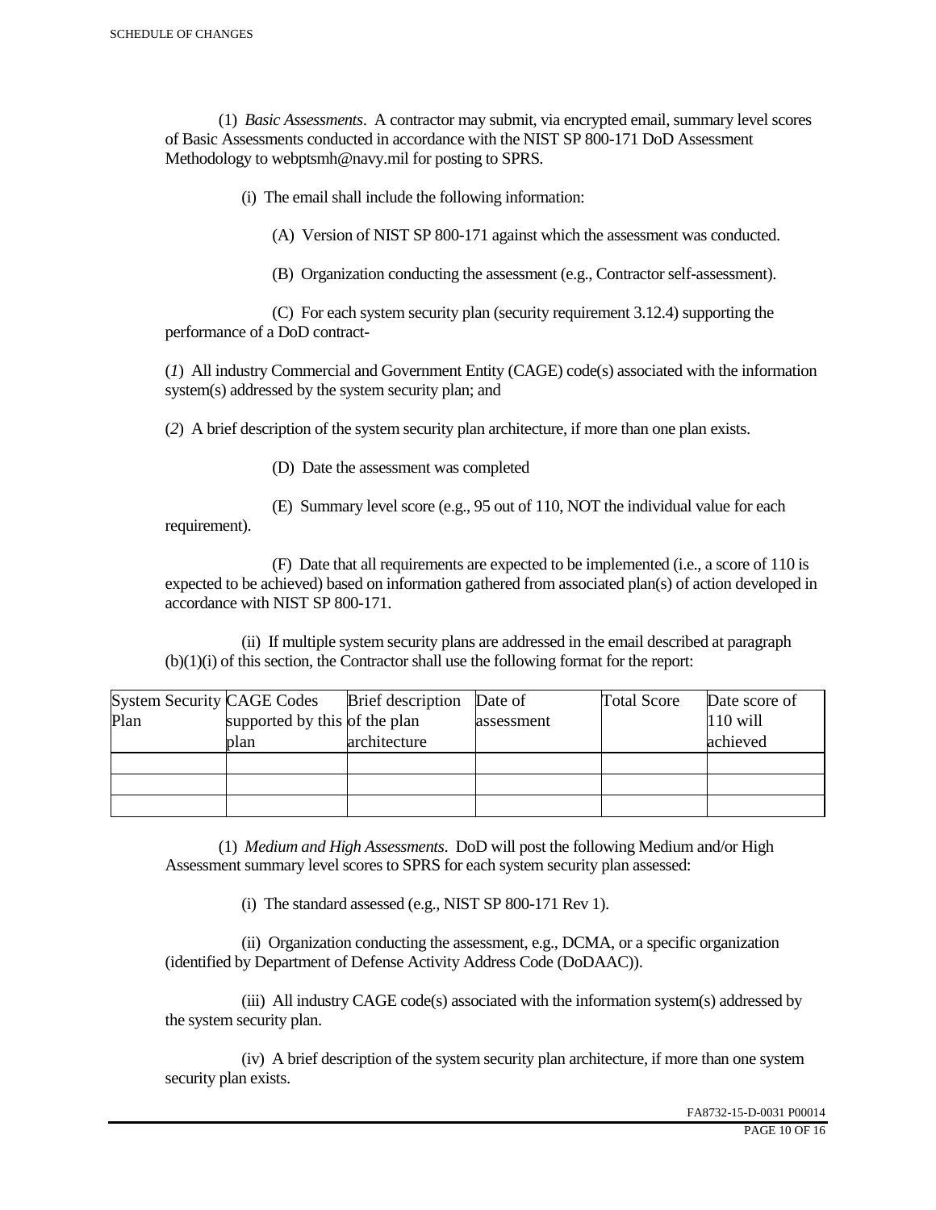(1) *Basic Assessments*. A contractor may submit, via encrypted email, summary level scores of Basic Assessments conducted in accordance with the NIST SP 800-171 DoD Assessment Methodology to webptsmh@navy.mil for posting to SPRS.

(i) The email shall include the following information:

(A) Version of NIST SP 800-171 against which the assessment was conducted.

(B) Organization conducting the assessment (e.g., Contractor self-assessment).

(C) For each system security plan (security requirement 3.12.4) supporting the performance of a DoD contract-

(*1*) All industry Commercial and Government Entity (CAGE) code(s) associated with the information system(s) addressed by the system security plan; and

(*2*) A brief description of the system security plan architecture, if more than one plan exists.

(D) Date the assessment was completed

(E) Summary level score (e.g., 95 out of 110, NOT the individual value for each requirement).

(F) Date that all requirements are expected to be implemented (i.e., a score of 110 is expected to be achieved) based on information gathered from associated plan(s) of action developed in accordance with NIST SP 800-171.

(ii) If multiple system security plans are addressed in the email described at paragraph (b)(1)(i) of this section, the Contractor shall use the following format for the report:

| System Security Plan | CAGE Codes supported by this plan | Brief description of the plan architecture | Date of assessment | Total Score | Date score of 110 will achieved |
|---|---|---|---|---|---|
| | | | | | |
| | | | | | |
| | | | | | |

(1) *Medium and High Assessments*. DoD will post the following Medium and/or High Assessment summary level scores to SPRS for each system security plan assessed:

(i) The standard assessed (e.g., NIST SP 800-171 Rev 1).

(ii) Organization conducting the assessment, e.g., DCMA, or a specific organization (identified by Department of Defense Activity Address Code (DoDAAC)).

(iii) All industry CAGE code(s) associated with the information system(s) addressed by the system security plan.

(iv) A brief description of the system security plan architecture, if more than one system security plan exists.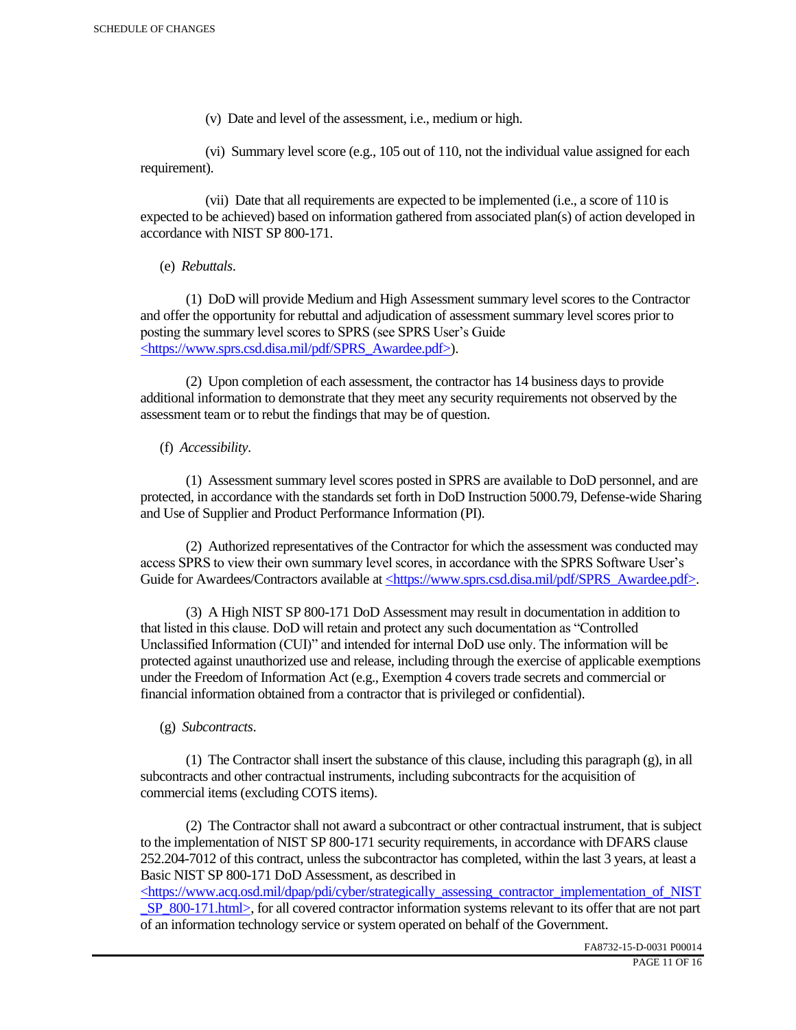(v) Date and level of the assessment, i.e., medium or high.

(vi) Summary level score (e.g., 105 out of 110, not the individual value assigned for each requirement).

(vii) Date that all requirements are expected to be implemented (i.e., a score of 110 is expected to be achieved) based on information gathered from associated plan(s) of action developed in accordance with NIST SP 800-171.

(e) *Rebuttals*.

(1) DoD will provide Medium and High Assessment summary level scores to the Contractor and offer the opportunity for rebuttal and adjudication of assessment summary level scores prior to posting the summary level scores to SPRS (see SPRS User's Guide <https://www.sprs.csd.disa.mil/pdf/SPRS_Awardee.pdf>).

(2) Upon completion of each assessment, the contractor has 14 business days to provide additional information to demonstrate that they meet any security requirements not observed by the assessment team or to rebut the findings that may be of question.

(f) *Accessibility*.

(1) Assessment summary level scores posted in SPRS are available to DoD personnel, and are protected, in accordance with the standards set forth in DoD Instruction 5000.79, Defense-wide Sharing and Use of Supplier and Product Performance Information (PI).

(2) Authorized representatives of the Contractor for which the assessment was conducted may access SPRS to view their own summary level scores, in accordance with the SPRS Software User's Guide for Awardees/Contractors available at <https://www.sprs.csd.disa.mil/pdf/SPRS_Awardee.pdf>.

(3) A High NIST SP 800-171 DoD Assessment may result in documentation in addition to that listed in this clause. DoD will retain and protect any such documentation as "Controlled Unclassified Information (CUI)" and intended for internal DoD use only. The information will be protected against unauthorized use and release, including through the exercise of applicable exemptions under the Freedom of Information Act (e.g., Exemption 4 covers trade secrets and commercial or financial information obtained from a contractor that is privileged or confidential).

(g) *Subcontracts*.

(1) The Contractor shall insert the substance of this clause, including this paragraph (g), in all subcontracts and other contractual instruments, including subcontracts for the acquisition of commercial items (excluding COTS items).

(2) The Contractor shall not award a subcontract or other contractual instrument, that is subject to the implementation of NIST SP 800-171 security requirements, in accordance with DFARS clause 252.204-7012 of this contract, unless the subcontractor has completed, within the last 3 years, at least a Basic NIST SP 800-171 DoD Assessment, as described in <https://www.acq.osd.mil/dpap/pdi/cyber/strategically_assessing_contractor_implementation_of_NIST_SP_800-171.html>, for all covered contractor information systems relevant to its offer that are not part of an information technology service or system operated on behalf of the Government.

FA8732-15-D-0031 P00014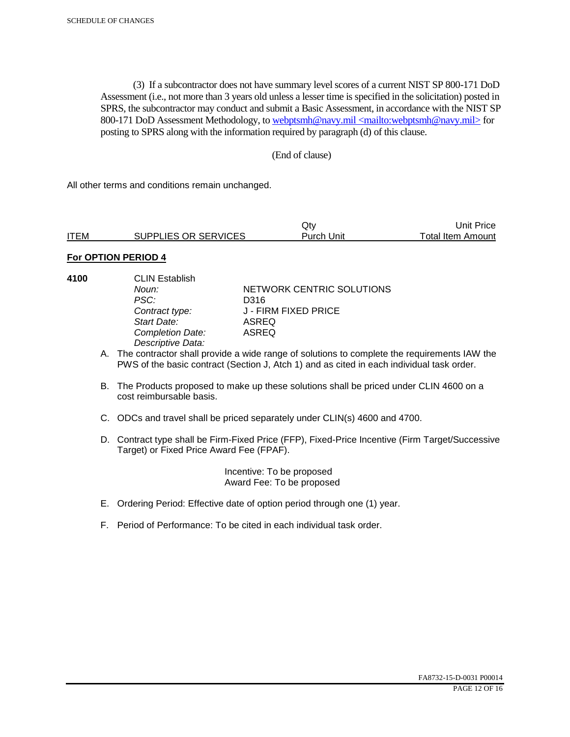(3) If a subcontractor does not have summary level scores of a current NIST SP 800-171 DoD Assessment (i.e., not more than 3 years old unless a lesser time is specified in the solicitation) posted in SPRS, the subcontractor may conduct and submit a Basic Assessment, in accordance with the NIST SP 800-171 DoD Assessment Methodology, to webptsmh@navy.mil <mailto:webptsmh@navy.mil> for posting to SPRS along with the information required by paragraph (d) of this clause.

(End of clause)

All other terms and conditions remain unchanged.

| ITEM | SUPPLIES OR SERVICES | Qty Purch Unit | Unit Price Total Item Amount |
|---|---|---|---|

**For OPTION PERIOD 4**

**4100** CLIN Establish

| | |
|---|---|
| *Noun:* | NETWORK CENTRIC SOLUTIONS |
| *PSC:* | D316 |
| *Contract type:* | J - FIRM FIXED PRICE |
| *Start Date:* | ASREQ |
| *Completion Date:* | ASREQ |
| *Descriptive Data:* | |

A. The contractor shall provide a wide range of solutions to complete the requirements IAW the PWS of the basic contract (Section J, Atch 1) and as cited in each individual task order.

B. The Products proposed to make up these solutions shall be priced under CLIN 4600 on a cost reimbursable basis.

C. ODCs and travel shall be priced separately under CLIN(s) 4600 and 4700.

D. Contract type shall be Firm-Fixed Price (FFP), Fixed-Price Incentive (Firm Target/Successive Target) or Fixed Price Award Fee (FPAF).

Incentive: To be proposed
Award Fee: To be proposed

E. Ordering Period: Effective date of option period through one (1) year.

F. Period of Performance: To be cited in each individual task order.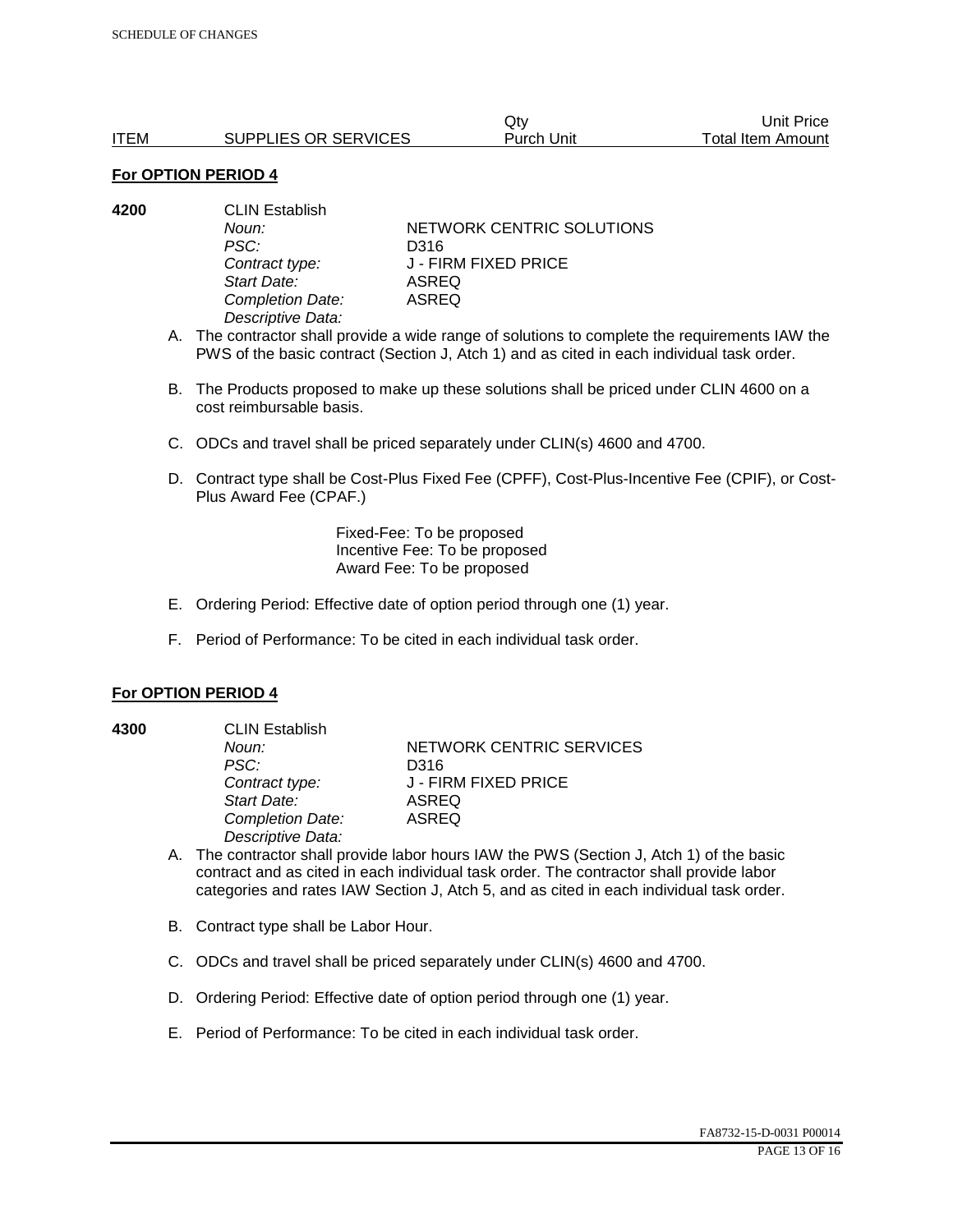| ITEM | SUPPLIES OR SERVICES | Qty<br>Purch Unit | Unit Price<br>Total Item Amount |
|---|---|---|---|

**For OPTION PERIOD 4**

**4200** CLIN Establish

*Noun:* NETWORK CENTRIC SOLUTIONS
*PSC:* D316
*Contract type:* J - FIRM FIXED PRICE
*Start Date:* ASREQ
*Completion Date:* ASREQ
*Descriptive Data:*

A. The contractor shall provide a wide range of solutions to complete the requirements IAW the PWS of the basic contract (Section J, Atch 1) and as cited in each individual task order.

B. The Products proposed to make up these solutions shall be priced under CLIN 4600 on a cost reimbursable basis.

C. ODCs and travel shall be priced separately under CLIN(s) 4600 and 4700.

D. Contract type shall be Cost-Plus Fixed Fee (CPFF), Cost-Plus-Incentive Fee (CPIF), or Cost-Plus Award Fee (CPAF.)

Fixed-Fee: To be proposed
Incentive Fee: To be proposed
Award Fee: To be proposed

E. Ordering Period: Effective date of option period through one (1) year.

F. Period of Performance: To be cited in each individual task order.

**For OPTION PERIOD 4**

**4300** CLIN Establish

*Noun:* NETWORK CENTRIC SERVICES
*PSC:* D316
*Contract type:* J - FIRM FIXED PRICE
*Start Date:* ASREQ
*Completion Date:* ASREQ
*Descriptive Data:*

A. The contractor shall provide labor hours IAW the PWS (Section J, Atch 1) of the basic contract and as cited in each individual task order. The contractor shall provide labor categories and rates IAW Section J, Atch 5, and as cited in each individual task order.

B. Contract type shall be Labor Hour.

C. ODCs and travel shall be priced separately under CLIN(s) 4600 and 4700.

D. Ordering Period: Effective date of option period through one (1) year.

E. Period of Performance: To be cited in each individual task order.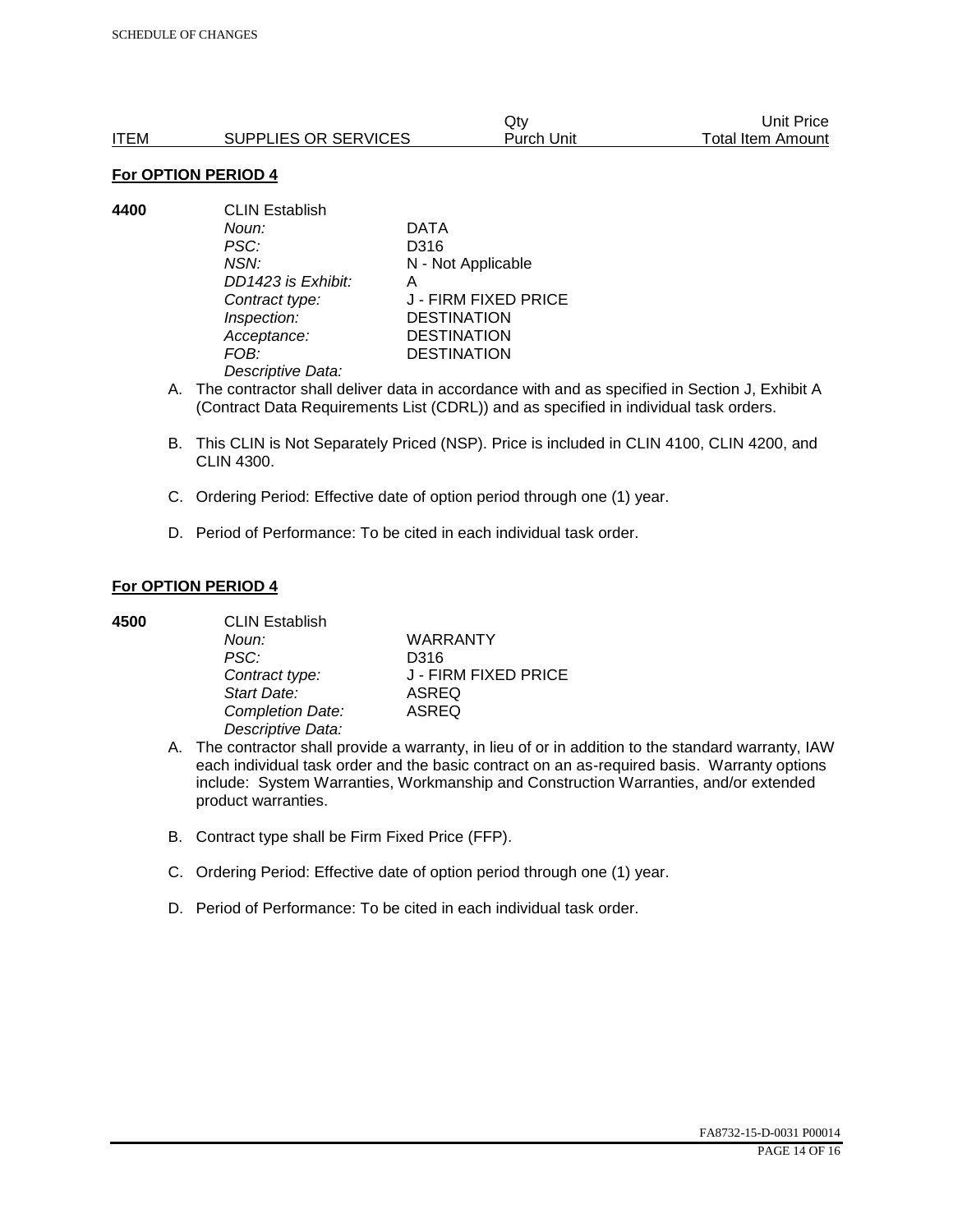| ITEM | SUPPLIES OR SERVICES | Qty Purch Unit | Unit Price Total Item Amount |
|---|---|---|---|

**For OPTION PERIOD 4**

**4400** CLIN Establish

| | |
|---|---|
| *Noun:* | DATA |
| *PSC:* | D316 |
| *NSN:* | N - Not Applicable |
| *DD1423 is Exhibit:* | A |
| *Contract type:* | J - FIRM FIXED PRICE |
| *Inspection:* | DESTINATION |
| *Acceptance:* | DESTINATION |
| *FOB:* | DESTINATION |

*Descriptive Data:*

A. The contractor shall deliver data in accordance with and as specified in Section J, Exhibit A (Contract Data Requirements List (CDRL)) and as specified in individual task orders.

B. This CLIN is Not Separately Priced (NSP). Price is included in CLIN 4100, CLIN 4200, and CLIN 4300.

C. Ordering Period: Effective date of option period through one (1) year.

D. Period of Performance: To be cited in each individual task order.

**For OPTION PERIOD 4**

**4500** CLIN Establish

| | |
|---|---|
| *Noun:* | WARRANTY |
| *PSC:* | D316 |
| *Contract type:* | J - FIRM FIXED PRICE |
| *Start Date:* | ASREQ |
| *Completion Date:* | ASREQ |

*Descriptive Data:*

A. The contractor shall provide a warranty, in lieu of or in addition to the standard warranty, IAW each individual task order and the basic contract on an as-required basis. Warranty options include: System Warranties, Workmanship and Construction Warranties, and/or extended product warranties.

B. Contract type shall be Firm Fixed Price (FFP).

C. Ordering Period: Effective date of option period through one (1) year.

D. Period of Performance: To be cited in each individual task order.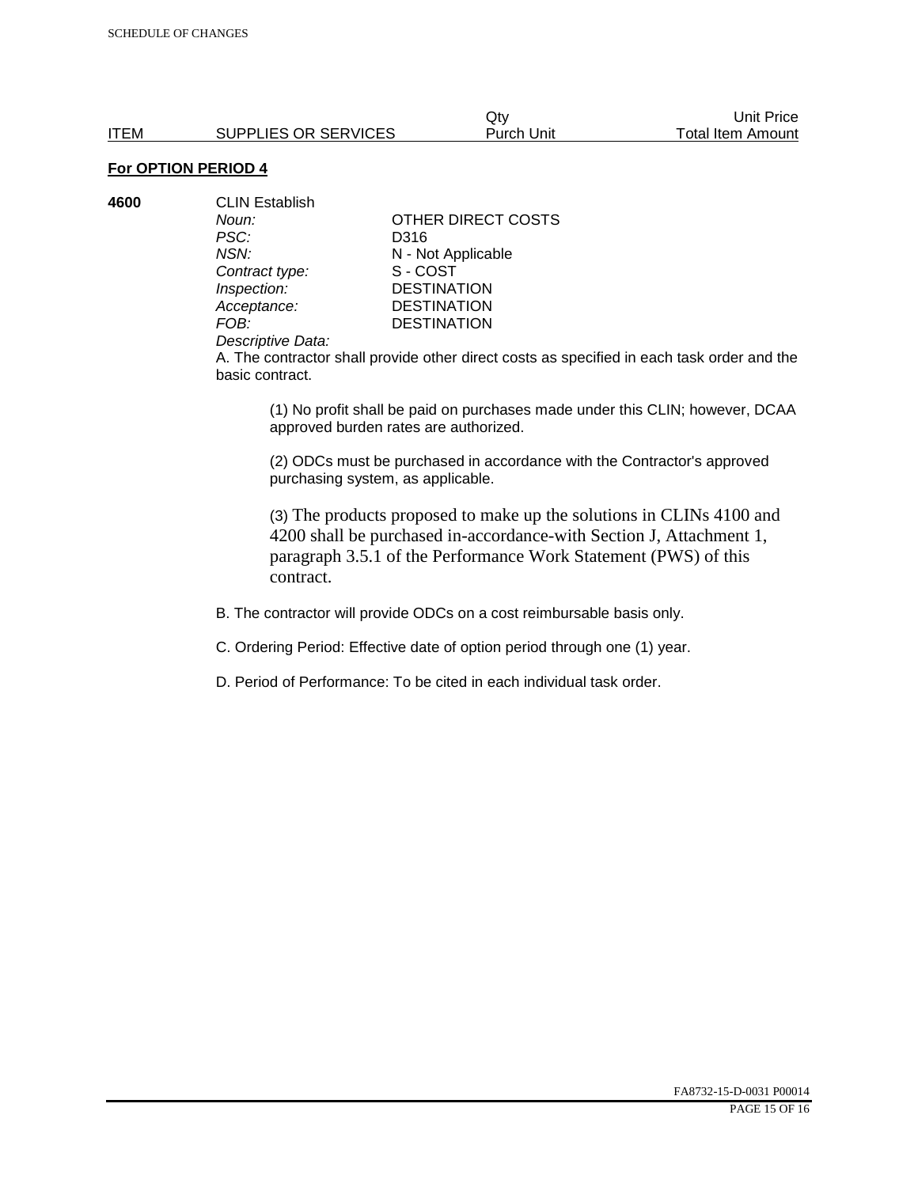| ITEM | SUPPLIES OR SERVICES | Qty Purch Unit | Unit Price Total Item Amount |
|---|---|---|---|

**For OPTION PERIOD 4**

**4600** CLIN Establish

| | |
|---|---|
| *Noun:* | OTHER DIRECT COSTS |
| *PSC:* | D316 |
| *NSN:* | N - Not Applicable |
| *Contract type:* | S - COST |
| *Inspection:* | DESTINATION |
| *Acceptance:* | DESTINATION |
| *FOB:* | DESTINATION |

*Descriptive Data:*

A. The contractor shall provide other direct costs as specified in each task order and the basic contract.

(1) No profit shall be paid on purchases made under this CLIN; however, DCAA approved burden rates are authorized.

(2) ODCs must be purchased in accordance with the Contractor's approved purchasing system, as applicable.

(3) The products proposed to make up the solutions in CLINs 4100 and 4200 shall be purchased in-accordance-with Section J, Attachment 1, paragraph 3.5.1 of the Performance Work Statement (PWS) of this contract.

B. The contractor will provide ODCs on a cost reimbursable basis only.

C. Ordering Period: Effective date of option period through one (1) year.

D. Period of Performance: To be cited in each individual task order.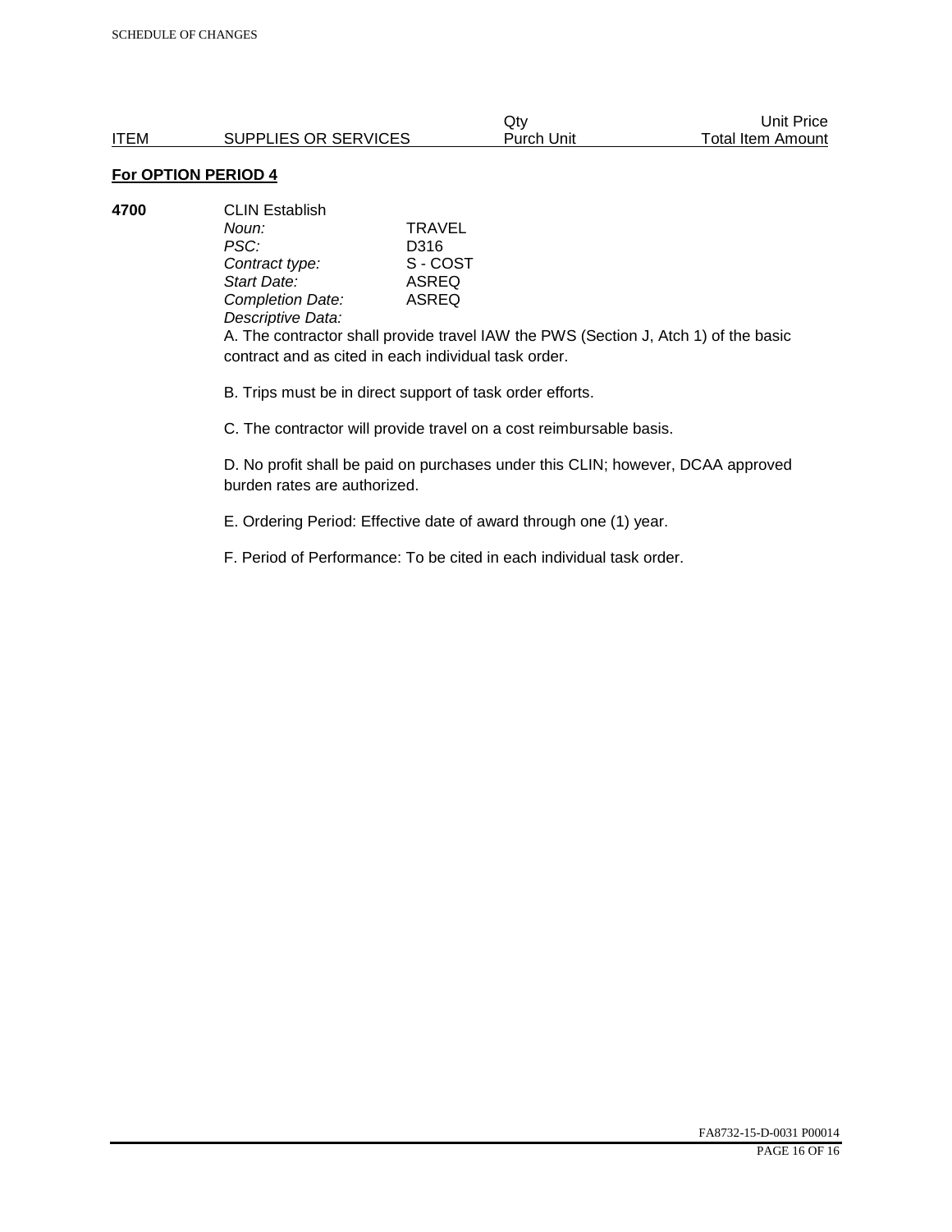| ITEM | SUPPLIES OR SERVICES | Qty<br>Purch Unit | Unit Price<br>Total Item Amount |
|---|---|---|---|

**For OPTION PERIOD 4**

**4700** CLIN Establish

*Noun:* TRAVEL
*PSC:* D316
*Contract type:* S - COST
*Start Date:* ASREQ
*Completion Date:* ASREQ
*Descriptive Data:*

A. The contractor shall provide travel IAW the PWS (Section J, Atch 1) of the basic contract and as cited in each individual task order.

B. Trips must be in direct support of task order efforts.

C. The contractor will provide travel on a cost reimbursable basis.

D. No profit shall be paid on purchases under this CLIN; however, DCAA approved burden rates are authorized.

E. Ordering Period: Effective date of award through one (1) year.

F. Period of Performance: To be cited in each individual task order.